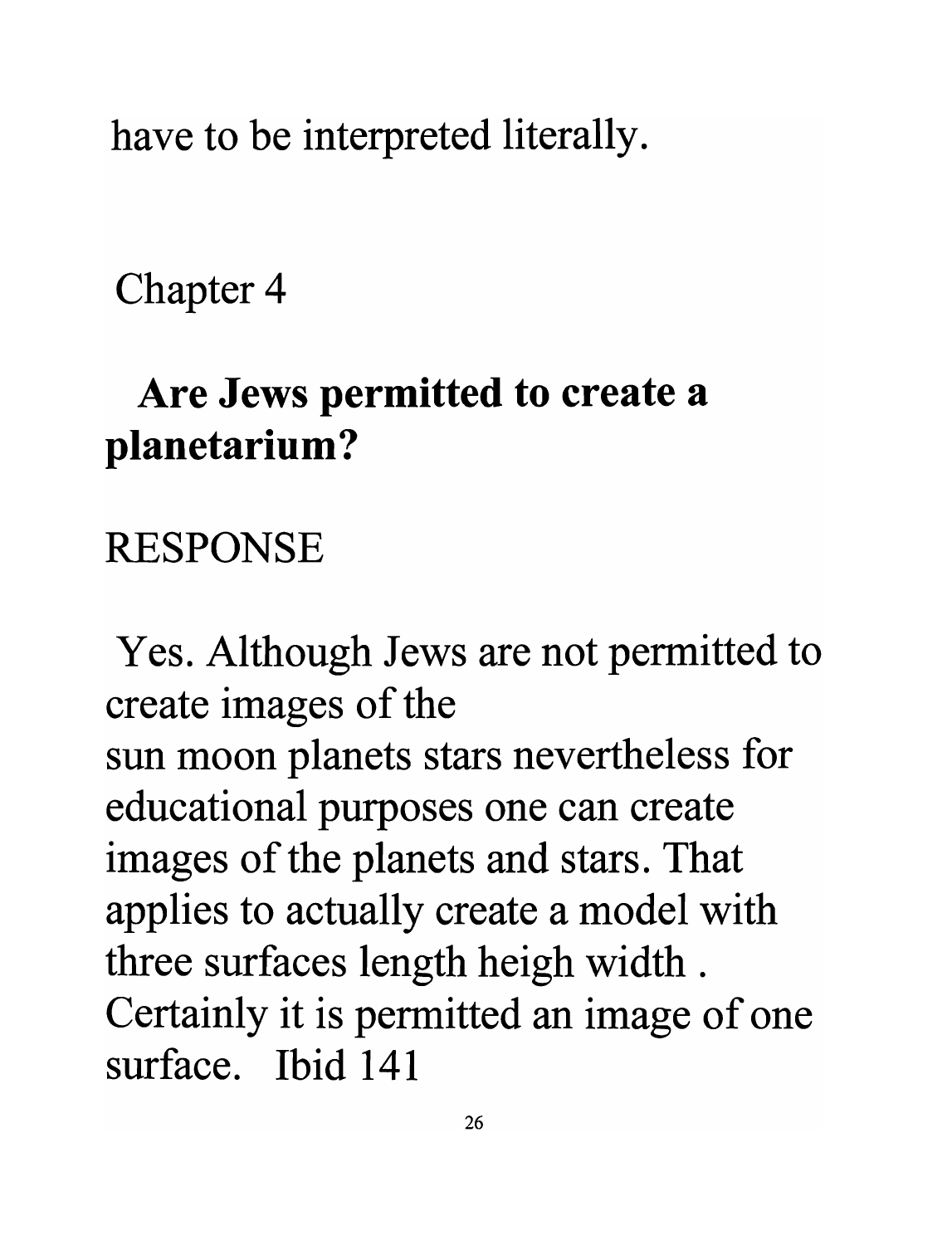have to be interpreted literally.

## Chapter 4

### Are Jews permitted to create a planetarium?

RESPONSE

Yes. Although Jews are not permitted to create images of the
sun moon planets stars nevertheless for educational purposes one can create images of the planets and stars. That applies to actually create a model with three surfaces length heigh width . Certainly it is permitted an image of one surface. Ibid 141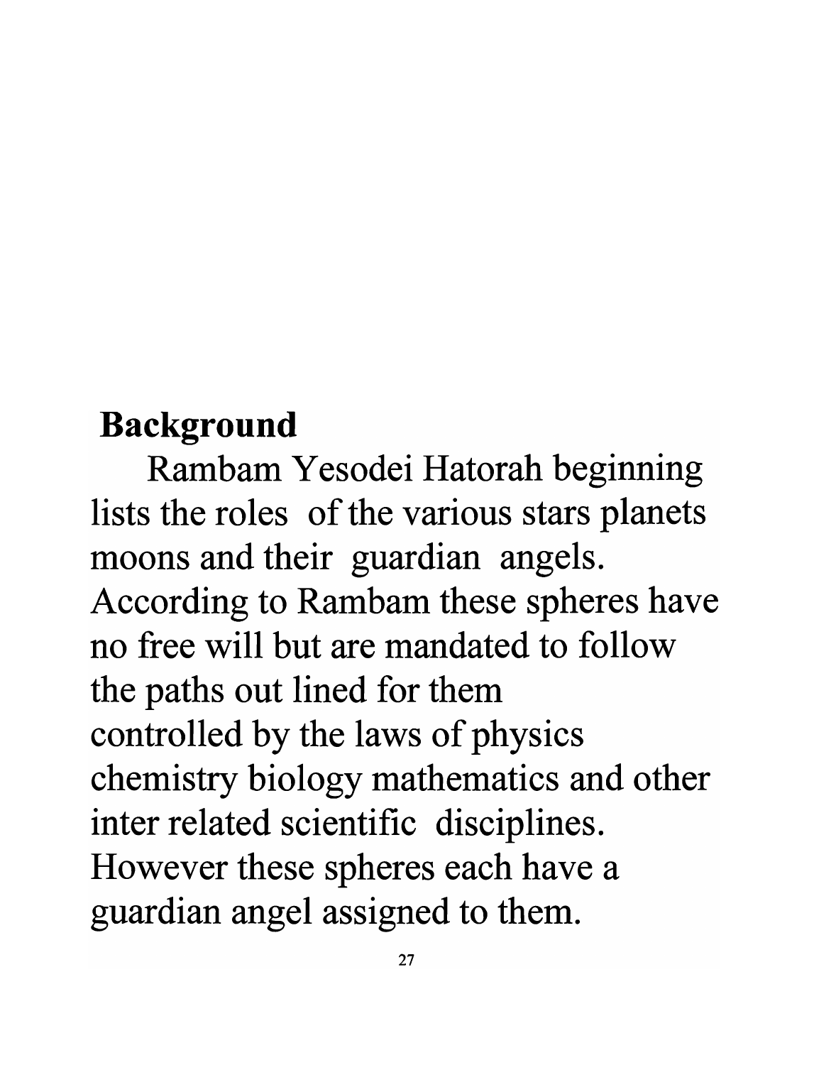## Background

Rambam Yesodei Hatorah beginning lists the roles of the various stars planets moons and their guardian angels. According to Rambam these spheres have no free will but are mandated to follow the paths out lined for them controlled by the laws of physics chemistry biology mathematics and other inter related scientific disciplines. However these spheres each have a guardian angel assigned to them.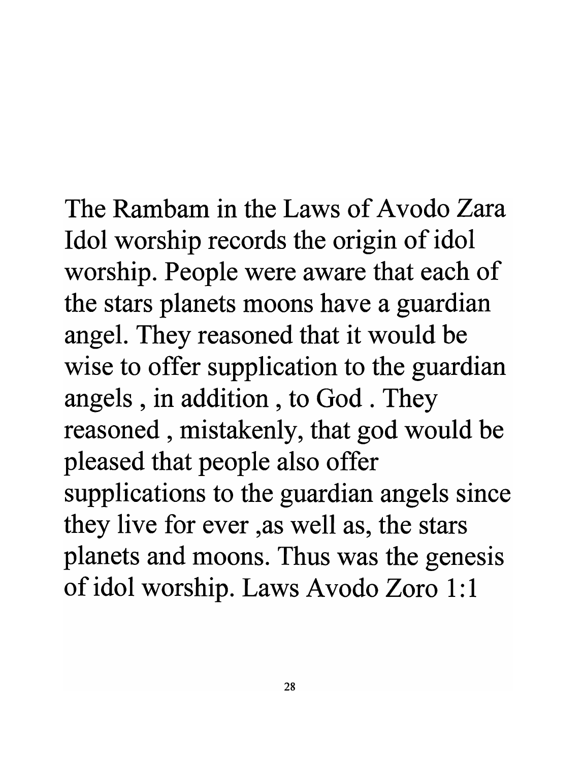The Rambam in the Laws of Avodo Zara Idol worship records the origin of idol worship. People were aware that each of the stars planets moons have a guardian angel. They reasoned that it would be wise to offer supplication to the guardian angels , in addition , to God . They reasoned , mistakenly, that god would be pleased that people also offer supplications to the guardian angels since they live for ever ,as well as, the stars planets and moons. Thus was the genesis of idol worship. Laws Avodo Zoro 1:1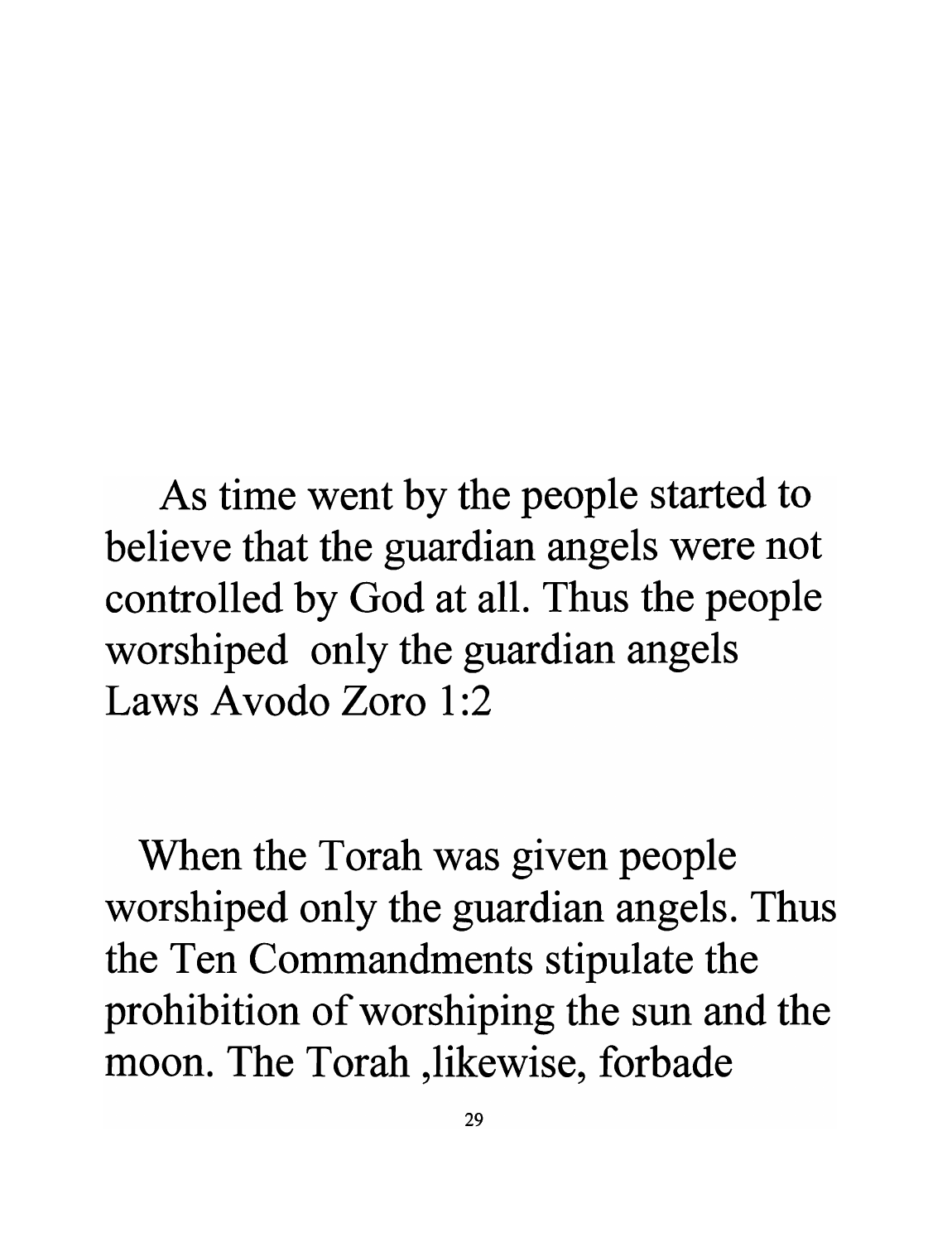As time went by the people started to believe that the guardian angels were not controlled by God at all. Thus the people worshiped  only the guardian angels
Laws Avodo Zoro 1:2

When the Torah was given people worshiped only the guardian angels. Thus the Ten Commandments stipulate the prohibition of worshiping the sun and the moon. The Torah ,likewise, forbade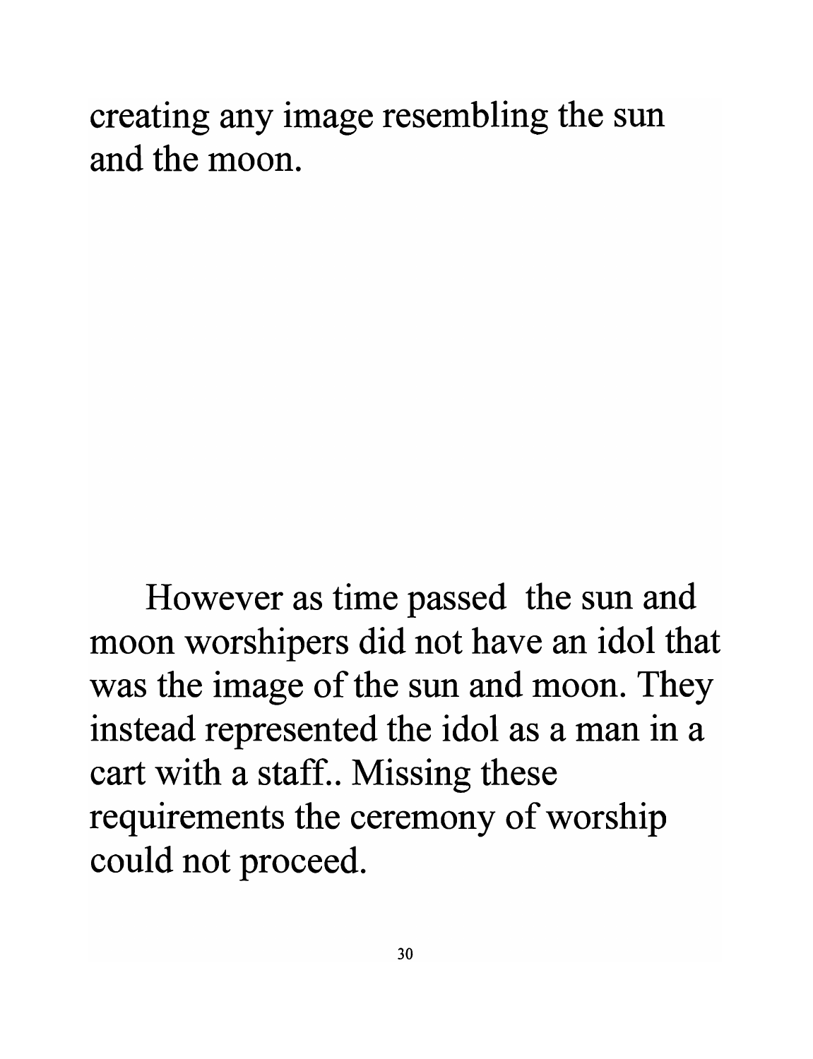creating any image resembling the sun and the moon.

However as time passed the sun and moon worshipers did not have an idol that was the image of the sun and moon. They instead represented the idol as a man in a cart with a staff.. Missing these requirements the ceremony of worship could not proceed.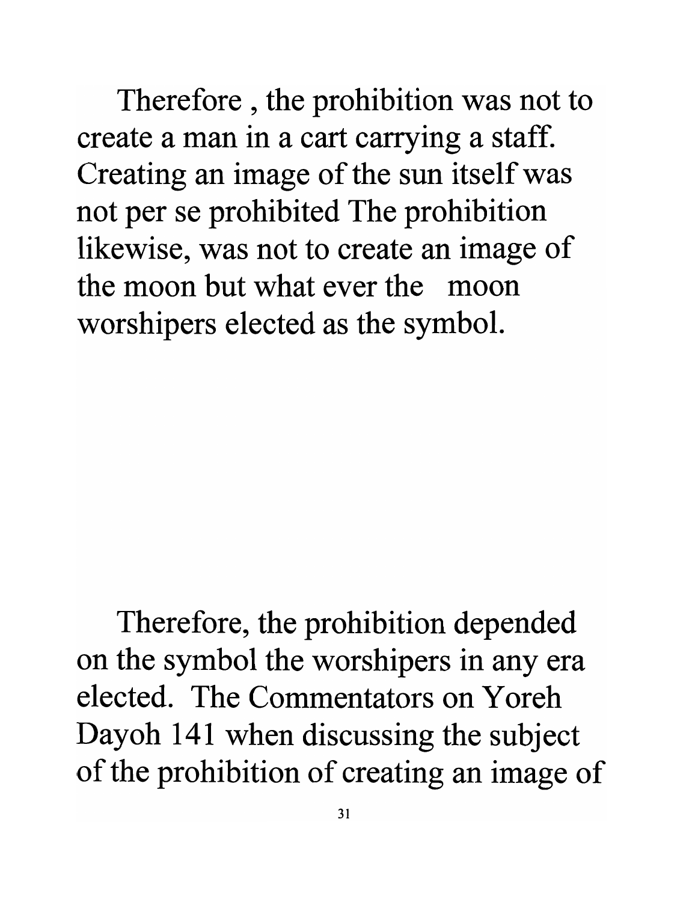Therefore , the prohibition was not to create a man in a cart carrying a staff. Creating an image of the sun itself was not per se prohibited The prohibition likewise, was not to create an image of the moon but what ever the moon worshipers elected as the symbol.

Therefore, the prohibition depended on the symbol the worshipers in any era elected. The Commentators on Yoreh Dayoh 141 when discussing the subject of the prohibition of creating an image of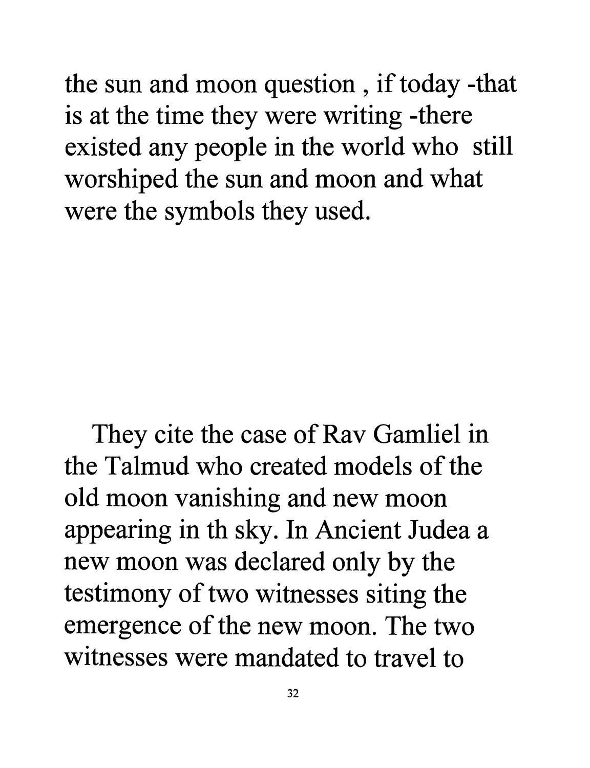the sun and moon question , if today -that is at the time they were writing -there existed any people in the world who still worshiped the sun and moon and what were the symbols they used.

They cite the case of Rav Gamliel in the Talmud who created models of the old moon vanishing and new moon appearing in th sky. In Ancient Judea a new moon was declared only by the testimony of two witnesses siting the emergence of the new moon. The two witnesses were mandated to travel to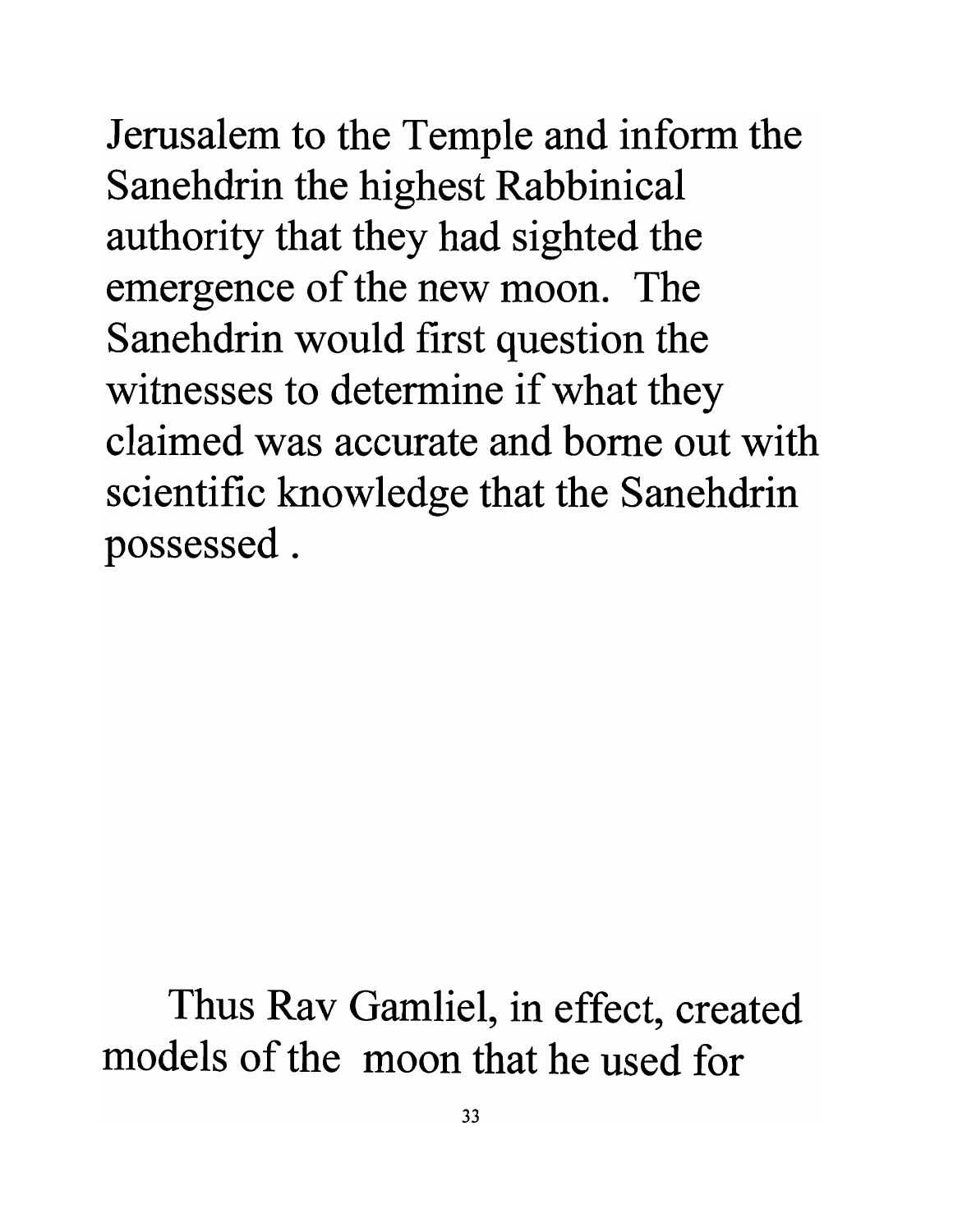Jerusalem to the Temple and inform the Sanehdrin the highest Rabbinical authority that they had sighted the emergence of the new moon. The Sanehdrin would first question the witnesses to determine if what they claimed was accurate and borne out with scientific knowledge that the Sanehdrin possessed .

Thus Rav Gamliel, in effect, created models of the moon that he used for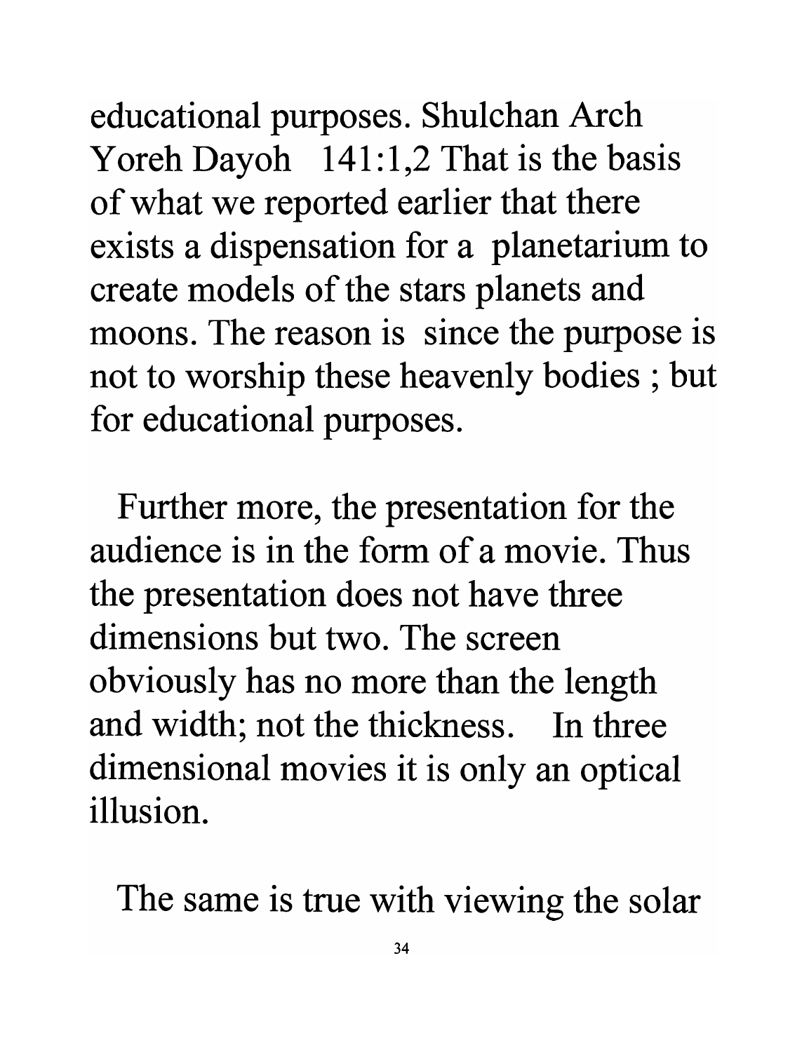educational purposes. Shulchan Arch Yoreh Dayoh 141:1,2 That is the basis of what we reported earlier that there exists a dispensation for a planetarium to create models of the stars planets and moons. The reason is since the purpose is not to worship these heavenly bodies ; but for educational purposes.

Further more, the presentation for the audience is in the form of a movie. Thus the presentation does not have three dimensions but two. The screen obviously has no more than the length and width; not the thickness. In three dimensional movies it is only an optical illusion.

The same is true with viewing the solar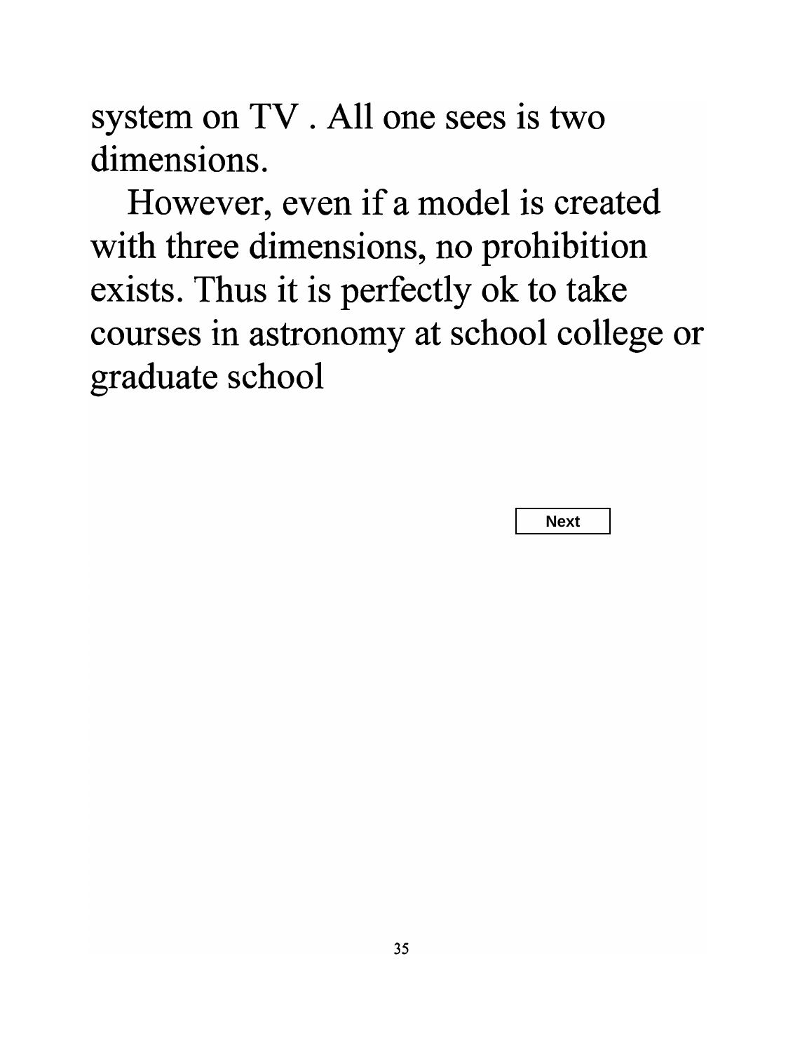system on TV . All one sees is two dimensions.

However, even if a model is created with three dimensions, no prohibition exists. Thus it is perfectly ok to take courses in astronomy at school college or graduate school

Next